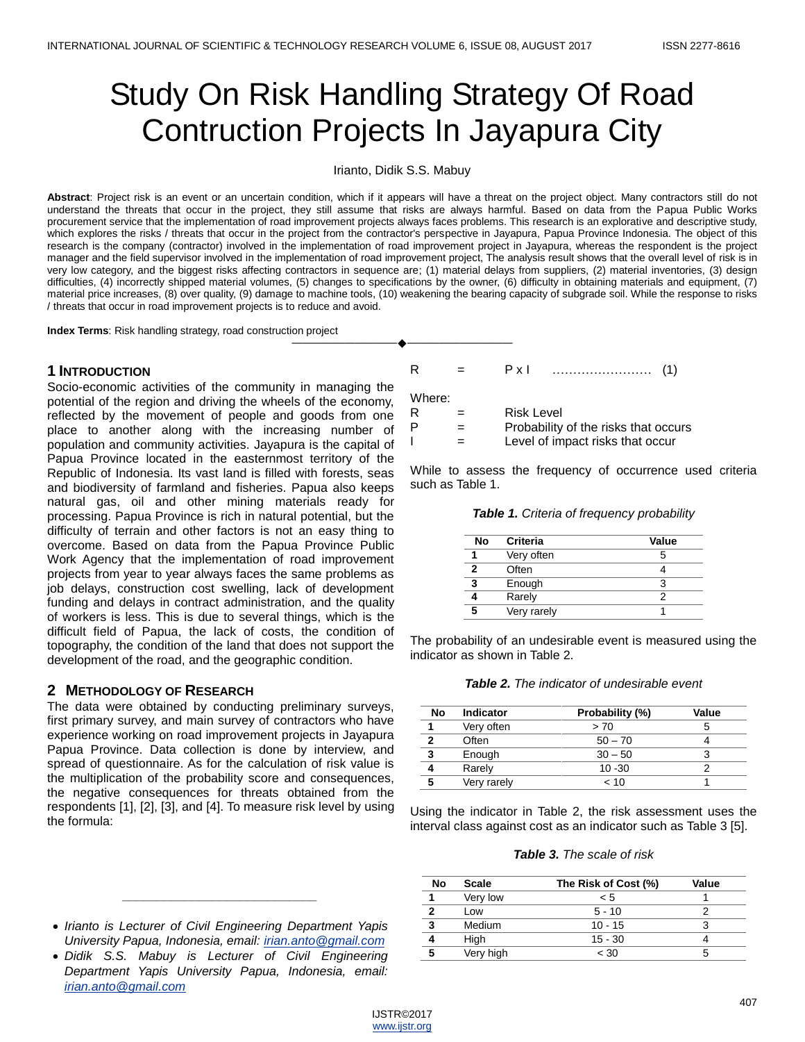# Study On Risk Handling Strategy Of Road Contruction Projects In Jayapura City

Irianto, Didik S.S. Mabuy

**Abstract**: Project risk is an event or an uncertain condition, which if it appears will have a threat on the project object. Many contractors still do not understand the threats that occur in the project, they still assume that risks are always harmful. Based on data from the Papua Public Works procurement service that the implementation of road improvement projects always faces problems. This research is an explorative and descriptive study, which explores the risks / threats that occur in the project from the contractor's perspective in Jayapura, Papua Province Indonesia. The object of this research is the company (contractor) involved in the implementation of road improvement project in Jayapura, whereas the respondent is the project manager and the field supervisor involved in the implementation of road improvement project, The analysis result shows that the overall level of risk is in very low category, and the biggest risks affecting contractors in sequence are; (1) material delays from suppliers, (2) material inventories, (3) design difficulties, (4) incorrectly shipped material volumes, (5) changes to specifications by the owner, (6) difficulty in obtaining materials and equipment, (7) material price increases, (8) over quality, (9) damage to machine tools, (10) weakening the bearing capacity of subgrade soil. While the response to risks / threats that occur in road improvement projects is to reduce and avoid.

**Index Terms**: Risk handling strategy, road construction project

## 1 Introduction

Socio-economic activities of the community in managing the potential of the region and driving the wheels of the economy, reflected by the movement of people and goods from one place to another along with the increasing number of population and community activities. Jayapura is the capital of Papua Province located in the easternmost territory of the Republic of Indonesia. Its vast land is filled with forests, seas and biodiversity of farmland and fisheries. Papua also keeps natural gas, oil and other mining materials ready for processing. Papua Province is rich in natural potential, but the difficulty of terrain and other factors is not an easy thing to overcome. Based on data from the Papua Province Public Work Agency that the implementation of road improvement projects from year to year always faces the same problems as job delays, construction cost swelling, lack of development funding and delays in contract administration, and the quality of workers is less. This is due to several things, which is the difficult field of Papua, the lack of costs, the condition of topography, the condition of the land that does not support the development of the road, and the geographic condition.

## 2 Methodology of Research

The data were obtained by conducting preliminary surveys, first primary survey, and main survey of contractors who have experience working on road improvement projects in Jayapura Papua Province. Data collection is done by interview, and spread of questionnaire. As for the calculation of risk value is the multiplication of the probability score and consequences, the negative consequences for threats obtained from the respondents [1], [2], [3], and [4]. To measure risk level by using the formula:

$$R = P \times I \quad \ldots\ldots\ldots\ldots\ldots\ldots\ldots \quad (1)$$

Where:

R = Risk Level
P = Probability of the risks that occurs
I = Level of impact risks that occur

While to assess the frequency of occurrence used criteria such as Table 1.

***Table 1.*** *Criteria of frequency probability*

| No | Criteria | Value |
|---|---|---|
| 1 | Very often | 5 |
| 2 | Often | 4 |
| 3 | Enough | 3 |
| 4 | Rarely | 2 |
| 5 | Very rarely | 1 |

The probability of an undesirable event is measured using the indicator as shown in Table 2.

***Table 2.*** *The indicator of undesirable event*

| No | Indicator | Probability (%) | Value |
|---|---|---|---|
| 1 | Very often | > 70 | 5 |
| 2 | Often | 50 – 70 | 4 |
| 3 | Enough | 30 – 50 | 3 |
| 4 | Rarely | 10 -30 | 2 |
| 5 | Very rarely | < 10 | 1 |

Using the indicator in Table 2, the risk assessment uses the interval class against cost as an indicator such as Table 3 [5].

***Table 3.*** *The scale of risk*

| No | Scale | The Risk of Cost (%) | Value |
|---|---|---|---|
| 1 | Very low | < 5 | 1 |
| 2 | Low | 5 - 10 | 2 |
| 3 | Medium | 10 - 15 | 3 |
| 4 | High | 15 - 30 | 4 |
| 5 | Very high | < 30 | 5 |

- *Irianto is Lecturer of Civil Engineering Department Yapis University Papua, Indonesia, email: irian.anto@gmail.com*
- *Didik S.S. Mabuy is Lecturer of Civil Engineering Department Yapis University Papua, Indonesia, email: irian.anto@gmail.com*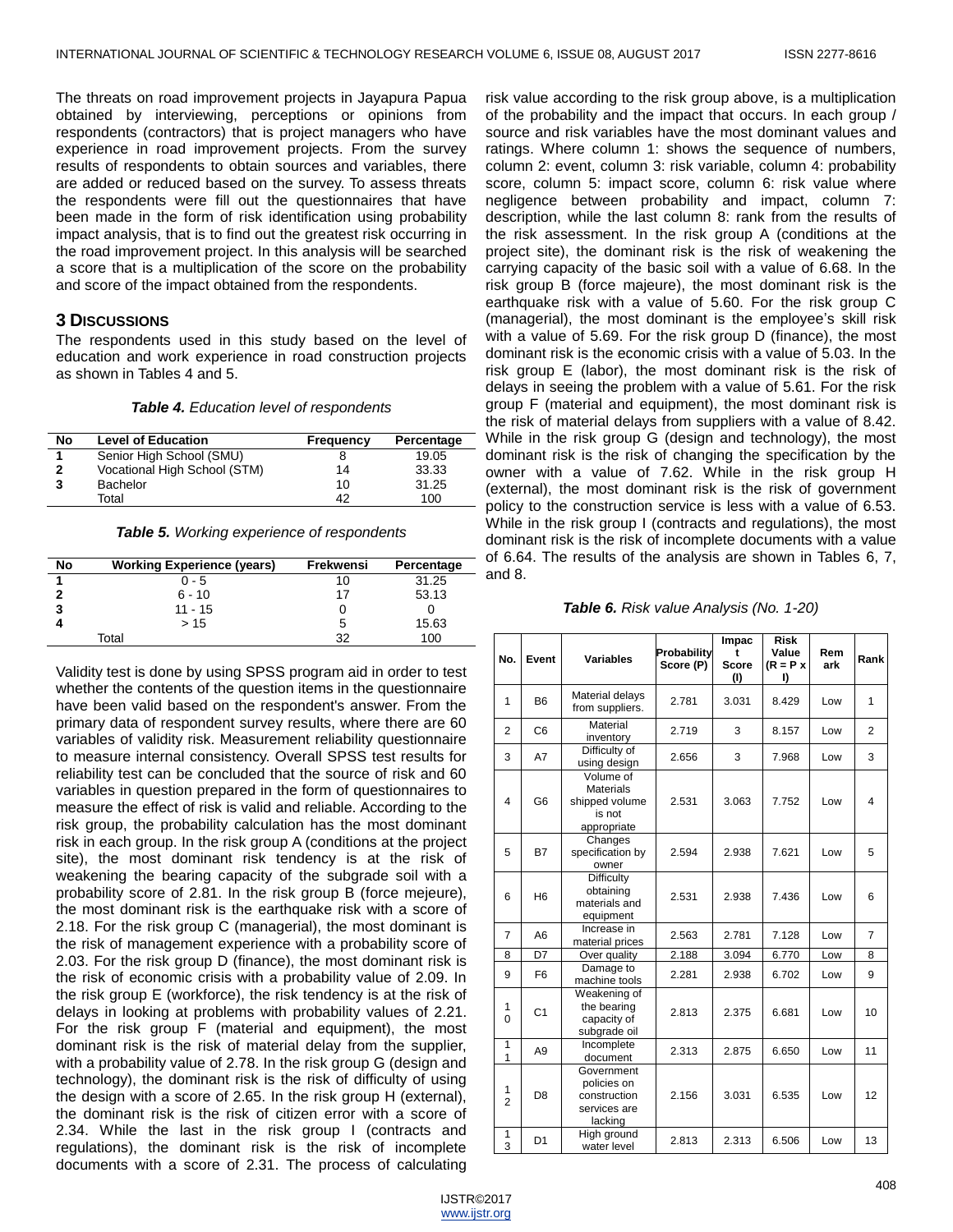The threats on road improvement projects in Jayapura Papua obtained by interviewing, perceptions or opinions from respondents (contractors) that is project managers who have experience in road improvement projects. From the survey results of respondents to obtain sources and variables, there are added or reduced based on the survey. To assess threats the respondents were fill out the questionnaires that have been made in the form of risk identification using probability impact analysis, that is to find out the greatest risk occurring in the road improvement project. In this analysis will be searched a score that is a multiplication of the score on the probability and score of the impact obtained from the respondents.

## 3 DISCUSSIONS

The respondents used in this study based on the level of education and work experience in road construction projects as shown in Tables 4 and 5.

***Table 4.*** *Education level of respondents*

| No | Level of Education | Frequency | Percentage |
|---|---|---|---|
| 1 | Senior High School (SMU) | 8 | 19.05 |
| 2 | Vocational High School (STM) | 14 | 33.33 |
| 3 | Bachelor | 10 | 31.25 |
| | Total | 42 | 100 |

***Table 5.*** *Working experience of respondents*

| No | Working Experience (years) | Frekwensi | Percentage |
|---|---|---|---|
| 1 | 0 - 5 | 10 | 31.25 |
| 2 | 6 - 10 | 17 | 53.13 |
| 3 | 11 - 15 | 0 | 0 |
| 4 | > 15 | 5 | 15.63 |
| | Total | 32 | 100 |

Validity test is done by using SPSS program aid in order to test whether the contents of the question items in the questionnaire have been valid based on the respondent's answer. From the primary data of respondent survey results, where there are 60 variables of validity risk. Measurement reliability questionnaire to measure internal consistency. Overall SPSS test results for reliability test can be concluded that the source of risk and 60 variables in question prepared in the form of questionnaires to measure the effect of risk is valid and reliable. According to the risk group, the probability calculation has the most dominant risk in each group. In the risk group A (conditions at the project site), the most dominant risk tendency is at the risk of weakening the bearing capacity of the subgrade soil with a probability score of 2.81. In the risk group B (force mejeure), the most dominant risk is the earthquake risk with a score of 2.18. For the risk group C (managerial), the most dominant is the risk of management experience with a probability score of 2.03. For the risk group D (finance), the most dominant risk is the risk of economic crisis with a probability value of 2.09. In the risk group E (workforce), the risk tendency is at the risk of delays in looking at problems with probability values of 2.21. For the risk group F (material and equipment), the most dominant risk is the risk of material delay from the supplier, with a probability value of 2.78. In the risk group G (design and technology), the dominant risk is the risk of difficulty of using the design with a score of 2.65. In the risk group H (external), the dominant risk is the risk of citizen error with a score of 2.34. While the last in the risk group I (contracts and regulations), the dominant risk is the risk of incomplete documents with a score of 2.31. The process of calculating risk value according to the risk group above, is a multiplication of the probability and the impact that occurs. In each group / source and risk variables have the most dominant values and ratings. Where column 1: shows the sequence of numbers, column 2: event, column 3: risk variable, column 4: probability score, column 5: impact score, column 6: risk value where negligence between probability and impact, column 7: description, while the last column 8: rank from the results of the risk assessment. In the risk group A (conditions at the project site), the dominant risk is the risk of weakening the carrying capacity of the basic soil with a value of 6.68. In the risk group B (force majeure), the most dominant risk is the earthquake risk with a value of 5.60. For the risk group C (managerial), the most dominant is the employee's skill risk with a value of 5.69. For the risk group D (finance), the most dominant risk is the economic crisis with a value of 5.03. In the risk group E (labor), the most dominant risk is the risk of delays in seeing the problem with a value of 5.61. For the risk group F (material and equipment), the most dominant risk is the risk of material delays from suppliers with a value of 8.42. While in the risk group G (design and technology), the most dominant risk is the risk of changing the specification by the owner with a value of 7.62. While in the risk group H (external), the most dominant risk is the risk of government policy to the construction service is less with a value of 6.53. While in the risk group I (contracts and regulations), the most dominant risk is the risk of incomplete documents with a value of 6.64. The results of the analysis are shown in Tables 6, 7, and 8.

***Table 6.*** *Risk value Analysis (No. 1-20)*

| No. | Event | Variables | Probability Score (P) | Impact Score (I) | Risk Value (R = P x I) | Remark | Rank |
|---|---|---|---|---|---|---|---|
| 1 | B6 | Material delays from suppliers. | 2.781 | 3.031 | 8.429 | Low | 1 |
| 2 | C6 | Material inventory | 2.719 | 3 | 8.157 | Low | 2 |
| 3 | A7 | Difficulty of using design | 2.656 | 3 | 7.968 | Low | 3 |
| 4 | G6 | Volume of Materials shipped volume is not appropriate | 2.531 | 3.063 | 7.752 | Low | 4 |
| 5 | B7 | Changes specification by owner | 2.594 | 2.938 | 7.621 | Low | 5 |
| 6 | H6 | Difficulty obtaining materials and equipment | 2.531 | 2.938 | 7.436 | Low | 6 |
| 7 | A6 | Increase in material prices | 2.563 | 2.781 | 7.128 | Low | 7 |
| 8 | D7 | Over quality | 2.188 | 3.094 | 6.770 | Low | 8 |
| 9 | F6 | Damage to machine tools | 2.281 | 2.938 | 6.702 | Low | 9 |
| 10 | C1 | Weakening of the bearing capacity of subgrade oil | 2.813 | 2.375 | 6.681 | Low | 10 |
| 11 | A9 | Incomplete document | 2.313 | 2.875 | 6.650 | Low | 11 |
| 12 | D8 | Government policies on construction services are lacking | 2.156 | 3.031 | 6.535 | Low | 12 |
| 13 | D1 | High ground water level | 2.813 | 2.313 | 6.506 | Low | 13 |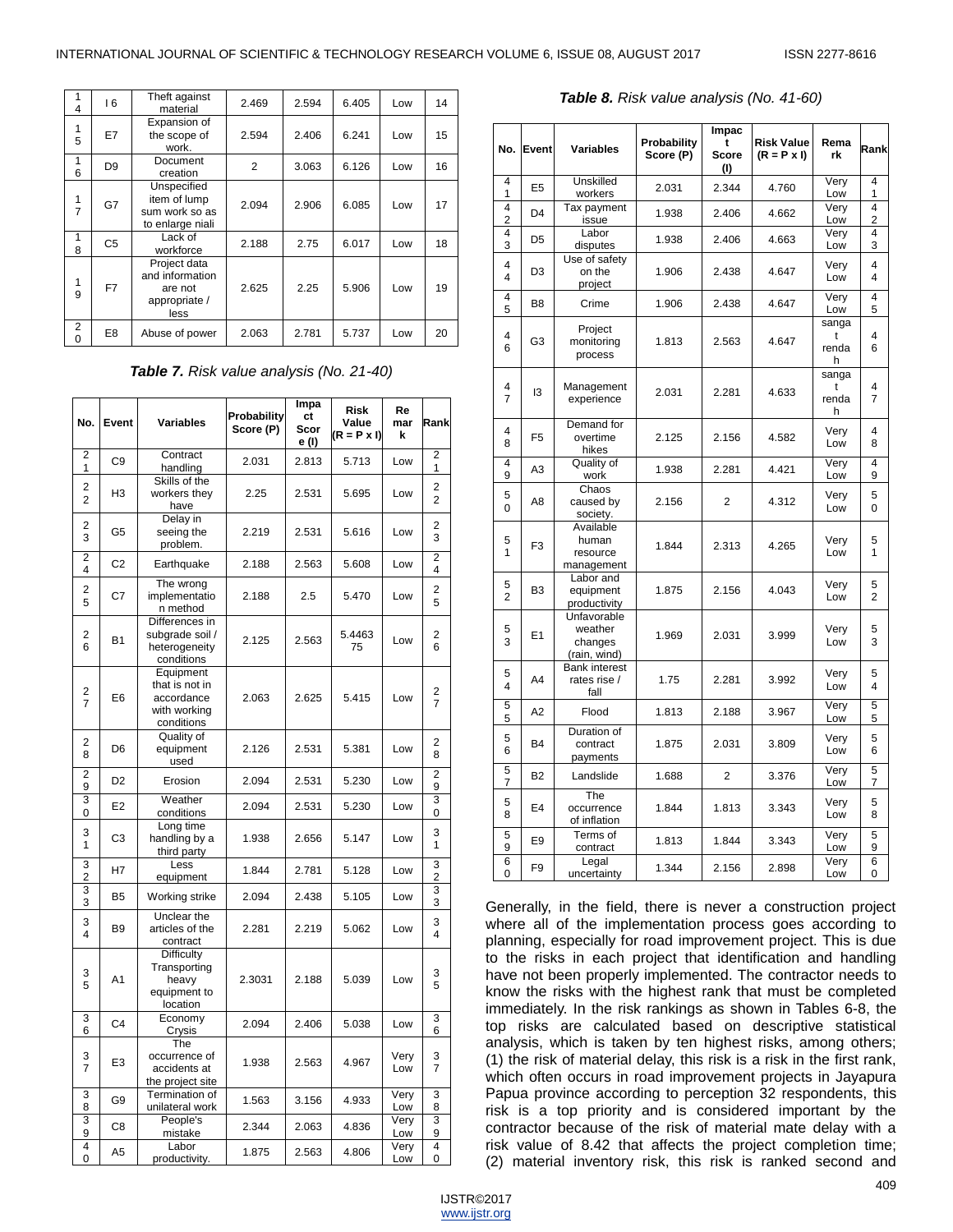| No. | Event | Variables | Probability Score (P) | Impact Score (I) | Risk Value (R = P x I) | Remark | Rank |
|---|---|---|---|---|---|---|---|
| 14 | I6 | Theft against material | 2.469 | 2.594 | 6.405 | Low | 14 |
| 15 | E7 | Expansion of the scope of work. | 2.594 | 2.406 | 6.241 | Low | 15 |
| 16 | D9 | Document creation | 2 | 3.063 | 6.126 | Low | 16 |
| 17 | G7 | Unspecified item of lump sum work so as to enlarge niali | 2.094 | 2.906 | 6.085 | Low | 17 |
| 18 | C5 | Lack of workforce | 2.188 | 2.75 | 6.017 | Low | 18 |
| 19 | F7 | Project data and information are not appropriate / less | 2.625 | 2.25 | 5.906 | Low | 19 |
| 20 | E8 | Abuse of power | 2.063 | 2.781 | 5.737 | Low | 20 |

***Table 7.*** *Risk value analysis (No. 21-40)*

| No. | Event | Variables | Probability Score (P) | Impact Score (I) | Risk Value (R = P x I) | Remark | Rank |
|---|---|---|---|---|---|---|---|
| 21 | C9 | Contract handling | 2.031 | 2.813 | 5.713 | Low | 21 |
| 22 | H3 | Skills of the workers they have | 2.25 | 2.531 | 5.695 | Low | 22 |
| 23 | G5 | Delay in seeing the problem. | 2.219 | 2.531 | 5.616 | Low | 23 |
| 24 | C2 | Earthquake | 2.188 | 2.563 | 5.608 | Low | 24 |
| 25 | C7 | The wrong implementation method | 2.188 | 2.5 | 5.470 | Low | 25 |
| 26 | B1 | Differences in subgrade soil / heterogeneity conditions | 2.125 | 2.563 | 5.4463 75 | Low | 26 |
| 27 | E6 | Equipment that is not in accordance with working conditions | 2.063 | 2.625 | 5.415 | Low | 27 |
| 28 | D6 | Quality of equipment used | 2.126 | 2.531 | 5.381 | Low | 28 |
| 29 | D2 | Erosion | 2.094 | 2.531 | 5.230 | Low | 29 |
| 30 | E2 | Weather conditions | 2.094 | 2.531 | 5.230 | Low | 30 |
| 31 | C3 | Long time handling by a third party | 1.938 | 2.656 | 5.147 | Low | 31 |
| 32 | H7 | Less equipment | 1.844 | 2.781 | 5.128 | Low | 32 |
| 33 | B5 | Working strike | 2.094 | 2.438 | 5.105 | Low | 33 |
| 34 | B9 | Unclear the articles of the contract | 2.281 | 2.219 | 5.062 | Low | 34 |
| 35 | A1 | Difficulty Transporting heavy equipment to location | 2.3031 | 2.188 | 5.039 | Low | 35 |
| 36 | C4 | Economy Crysis | 2.094 | 2.406 | 5.038 | Low | 36 |
| 37 | E3 | The occurrence of accidents at the project site | 1.938 | 2.563 | 4.967 | Very Low | 37 |
| 38 | G9 | Termination of unilateral work | 1.563 | 3.156 | 4.933 | Very Low | 38 |
| 39 | C8 | People's mistake | 2.344 | 2.063 | 4.836 | Very Low | 39 |
| 40 | A5 | Labor productivity. | 1.875 | 2.563 | 4.806 | Very Low | 40 |

***Table 8.*** *Risk value analysis (No. 41-60)*

| No. | Event | Variables | Probability Score (P) | Impact Score (I) | Risk Value (R = P x I) | Remark | Rank |
|---|---|---|---|---|---|---|---|
| 41 | E5 | Unskilled workers | 2.031 | 2.344 | 4.760 | Very Low | 41 |
| 42 | D4 | Tax payment issue | 1.938 | 2.406 | 4.662 | Very Low | 42 |
| 43 | D5 | Labor disputes | 1.938 | 2.406 | 4.663 | Very Low | 43 |
| 44 | D3 | Use of safety on the project | 1.906 | 2.438 | 4.647 | Very Low | 44 |
| 45 | B8 | Crime | 1.906 | 2.438 | 4.647 | Very Low | 45 |
| 46 | G3 | Project monitoring process | 1.813 | 2.563 | 4.647 | sangat rendah | 46 |
| 47 | I3 | Management experience | 2.031 | 2.281 | 4.633 | sangat rendah | 47 |
| 48 | F5 | Demand for overtime hikes | 2.125 | 2.156 | 4.582 | Very Low | 48 |
| 49 | A3 | Quality of work | 1.938 | 2.281 | 4.421 | Very Low | 49 |
| 50 | A8 | Chaos caused by society. | 2.156 | 2 | 4.312 | Very Low | 50 |
| 51 | F3 | Available human resource management | 1.844 | 2.313 | 4.265 | Very Low | 51 |
| 52 | B3 | Labor and equipment productivity | 1.875 | 2.156 | 4.043 | Very Low | 52 |
| 53 | E1 | Unfavorable weather changes (rain, wind) | 1.969 | 2.031 | 3.999 | Very Low | 53 |
| 54 | A4 | Bank interest rates rise / fall | 1.75 | 2.281 | 3.992 | Very Low | 54 |
| 55 | A2 | Flood | 1.813 | 2.188 | 3.967 | Very Low | 55 |
| 56 | B4 | Duration of contract payments | 1.875 | 2.031 | 3.809 | Very Low | 56 |
| 57 | B2 | Landslide | 1.688 | 2 | 3.376 | Very Low | 57 |
| 58 | E4 | The occurrence of inflation | 1.844 | 1.813 | 3.343 | Very Low | 58 |
| 59 | E9 | Terms of contract | 1.813 | 1.844 | 3.343 | Very Low | 59 |
| 60 | F9 | Legal uncertainty | 1.344 | 2.156 | 2.898 | Very Low | 60 |

Generally, in the field, there is never a construction project where all of the implementation process goes according to planning, especially for road improvement project. This is due to the risks in each project that identification and handling have not been properly implemented. The contractor needs to know the risks with the highest rank that must be completed immediately. In the risk rankings as shown in Tables 6-8, the top risks are calculated based on descriptive statistical analysis, which is taken by ten highest risks, among others; (1) the risk of material delay, this risk is a risk in the first rank, which often occurs in road improvement projects in Jayapura Papua province according to perception 32 respondents, this risk is a top priority and is considered important by the contractor because of the risk of material mate delay with a risk value of 8.42 that affects the project completion time; (2) material inventory risk, this risk is ranked second and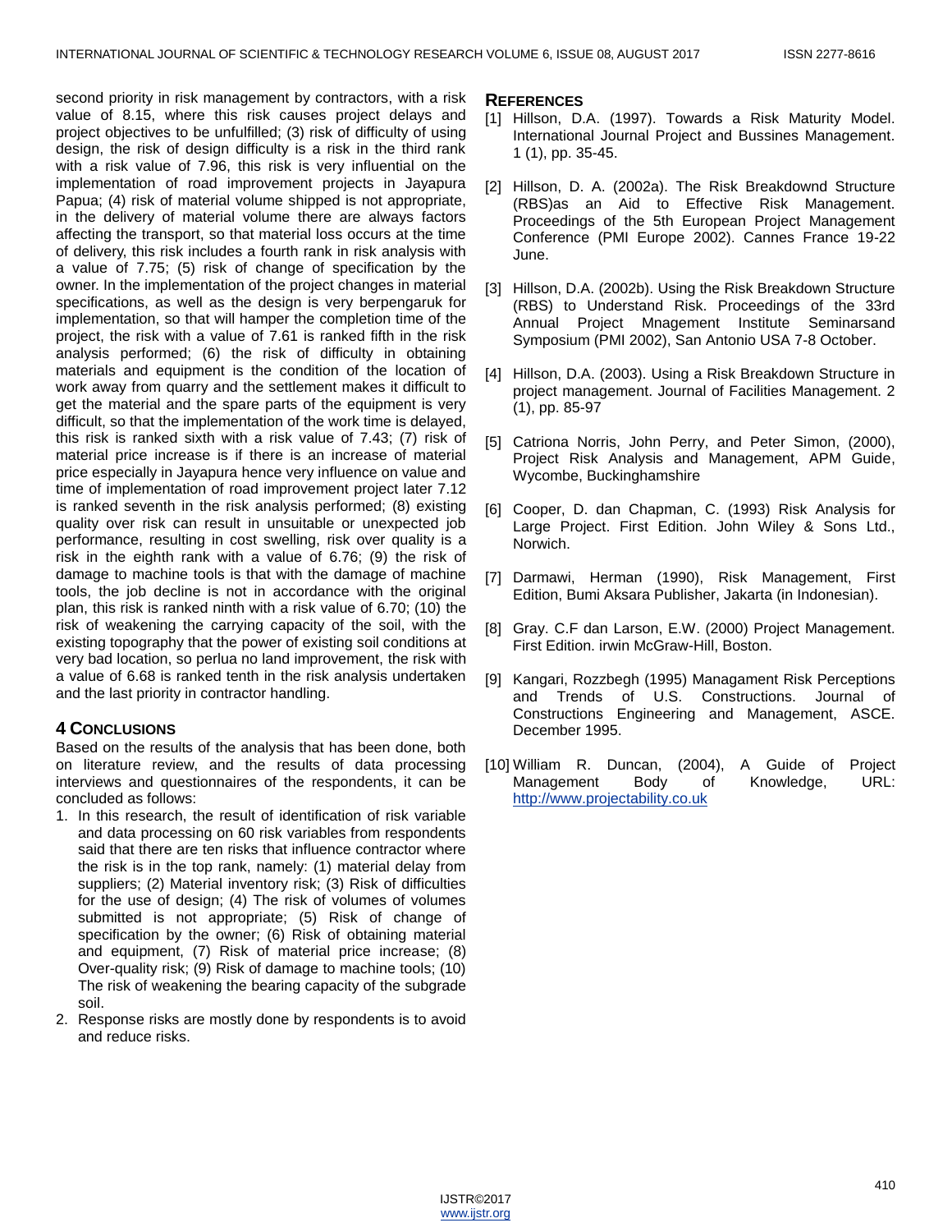second priority in risk management by contractors, with a risk value of 8.15, where this risk causes project delays and project objectives to be unfulfilled; (3) risk of difficulty of using design, the risk of design difficulty is a risk in the third rank with a risk value of 7.96, this risk is very influential on the implementation of road improvement projects in Jayapura Papua; (4) risk of material volume shipped is not appropriate, in the delivery of material volume there are always factors affecting the transport, so that material loss occurs at the time of delivery, this risk includes a fourth rank in risk analysis with a value of 7.75; (5) risk of change of specification by the owner. In the implementation of the project changes in material specifications, as well as the design is very berpengaruk for implementation, so that will hamper the completion time of the project, the risk with a value of 7.61 is ranked fifth in the risk analysis performed; (6) the risk of difficulty in obtaining materials and equipment is the condition of the location of work away from quarry and the settlement makes it difficult to get the material and the spare parts of the equipment is very difficult, so that the implementation of the work time is delayed, this risk is ranked sixth with a risk value of 7.43; (7) risk of material price increase is if there is an increase of material price especially in Jayapura hence very influence on value and time of implementation of road improvement project later 7.12 is ranked seventh in the risk analysis performed; (8) existing quality over risk can result in unsuitable or unexpected job performance, resulting in cost swelling, risk over quality is a risk in the eighth rank with a value of 6.76; (9) the risk of damage to machine tools is that with the damage of machine tools, the job decline is not in accordance with the original plan, this risk is ranked ninth with a risk value of 6.70; (10) the risk of weakening the carrying capacity of the soil, with the existing topography that the power of existing soil conditions at very bad location, so perlua no land improvement, the risk with a value of 6.68 is ranked tenth in the risk analysis undertaken and the last priority in contractor handling.

## 4 CONCLUSIONS

Based on the results of the analysis that has been done, both on literature review, and the results of data processing interviews and questionnaires of the respondents, it can be concluded as follows:

1. In this research, the result of identification of risk variable and data processing on 60 risk variables from respondents said that there are ten risks that influence contractor where the risk is in the top rank, namely: (1) material delay from suppliers; (2) Material inventory risk; (3) Risk of difficulties for the use of design; (4) The risk of volumes of volumes submitted is not appropriate; (5) Risk of change of specification by the owner; (6) Risk of obtaining material and equipment, (7) Risk of material price increase; (8) Over-quality risk; (9) Risk of damage to machine tools; (10) The risk of weakening the bearing capacity of the subgrade soil.
2. Response risks are mostly done by respondents is to avoid and reduce risks.

## REFERENCES

[1] Hillson, D.A. (1997). Towards a Risk Maturity Model. International Journal Project and Bussines Management. 1 (1), pp. 35-45.

[2] Hillson, D. A. (2002a). The Risk Breakdownd Structure (RBS)as an Aid to Effective Risk Management. Proceedings of the 5th European Project Management Conference (PMI Europe 2002). Cannes France 19-22 June.

[3] Hillson, D.A. (2002b). Using the Risk Breakdown Structure (RBS) to Understand Risk. Proceedings of the 33rd Annual Project Mnagement Institute Seminarsand Symposium (PMI 2002), San Antonio USA 7-8 October.

[4] Hillson, D.A. (2003). Using a Risk Breakdown Structure in project management. Journal of Facilities Management. 2 (1), pp. 85-97

[5] Catriona Norris, John Perry, and Peter Simon, (2000), Project Risk Analysis and Management, APM Guide, Wycombe, Buckinghamshire

[6] Cooper, D. dan Chapman, C. (1993) Risk Analysis for Large Project. First Edition. John Wiley & Sons Ltd., Norwich.

[7] Darmawi, Herman (1990), Risk Management, First Edition, Bumi Aksara Publisher, Jakarta (in Indonesian).

[8] Gray. C.F dan Larson, E.W. (2000) Project Management. First Edition. irwin McGraw-Hill, Boston.

[9] Kangari, Rozzbegh (1995) Managament Risk Perceptions and Trends of U.S. Constructions. Journal of Constructions Engineering and Management, ASCE. December 1995.

[10] William R. Duncan, (2004), A Guide of Project Management Body of Knowledge, URL: http://www.projectability.co.uk